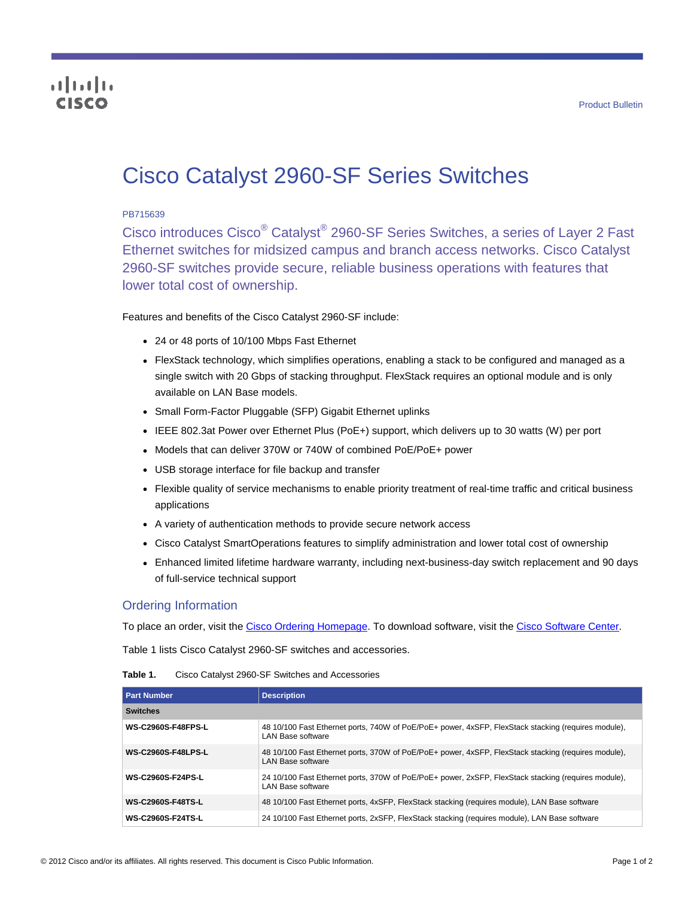Product Bulletin

# Cisco Catalyst 2960-SF Series Switches

PB715639

Cisco introduces Cisco® Catalyst® 2960-SF Series Switches, a series of Layer 2 Fast Ethernet switches for midsized campus and branch access networks. Cisco Catalyst 2960-SF switches provide secure, reliable business operations with features that lower total cost of ownership.

Features and benefits of the Cisco Catalyst 2960-SF include:

- 24 or 48 ports of 10/100 Mbps Fast Ethernet
- FlexStack technology, which simplifies operations, enabling a stack to be configured and managed as a single switch with 20 Gbps of stacking throughput. FlexStack requires an optional module and is only available on LAN Base models.
- Small Form-Factor Pluggable (SFP) Gigabit Ethernet uplinks
- IEEE 802.3at Power over Ethernet Plus (PoE+) support, which delivers up to 30 watts (W) per port
- Models that can deliver 370W or 740W of combined PoE/PoE+ power
- USB storage interface for file backup and transfer
- Flexible quality of service mechanisms to enable priority treatment of real-time traffic and critical business applications
- A variety of authentication methods to provide secure network access
- Cisco Catalyst SmartOperations features to simplify administration and lower total cost of ownership
- Enhanced limited lifetime hardware warranty, including next-business-day switch replacement and 90 days of full-service technical support

## Ordering Information

To place an order, visit the Cisco Ordering Homepage. To download software, visit the Cisco Software Center.

Table 1 lists Cisco Catalyst 2960-SF switches and accessories.

**Table 1.** Cisco Catalyst 2960-SF Switches and Accessories

| Part Number | Description |
|---|---|
| **Switches** | |
| **WS-C2960S-F48FPS-L** | 48 10/100 Fast Ethernet ports, 740W of PoE/PoE+ power, 4xSFP, FlexStack stacking (requires module), LAN Base software |
| **WS-C2960S-F48LPS-L** | 48 10/100 Fast Ethernet ports, 370W of PoE/PoE+ power, 4xSFP, FlexStack stacking (requires module), LAN Base software |
| **WS-C2960S-F24PS-L** | 24 10/100 Fast Ethernet ports, 370W of PoE/PoE+ power, 2xSFP, FlexStack stacking (requires module), LAN Base software |
| **WS-C2960S-F48TS-L** | 48 10/100 Fast Ethernet ports, 4xSFP, FlexStack stacking (requires module), LAN Base software |
| **WS-C2960S-F24TS-L** | 24 10/100 Fast Ethernet ports, 2xSFP, FlexStack stacking (requires module), LAN Base software |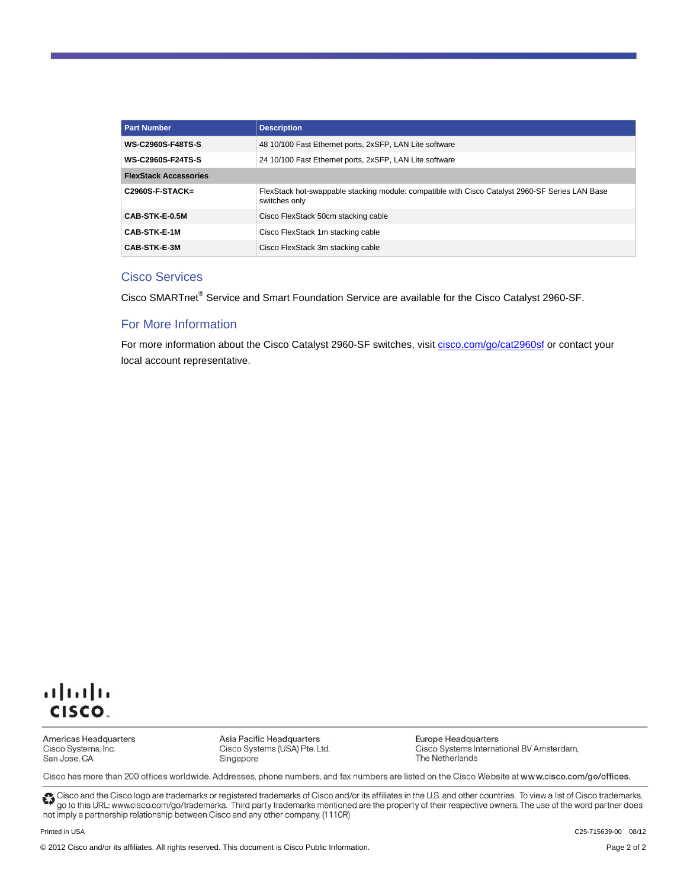| Part Number | Description |
| --- | --- |
| **WS-C2960S-F48TS-S** | 48 10/100 Fast Ethernet ports, 2xSFP, LAN Lite software |
| **WS-C2960S-F24TS-S** | 24 10/100 Fast Ethernet ports, 2xSFP, LAN Lite software |
| **FlexStack Accessories** | |
| **C2960S-F-STACK=** | FlexStack hot-swappable stacking module: compatible with Cisco Catalyst 2960-SF Series LAN Base switches only |
| **CAB-STK-E-0.5M** | Cisco FlexStack 50cm stacking cable |
| **CAB-STK-E-1M** | Cisco FlexStack 1m stacking cable |
| **CAB-STK-E-3M** | Cisco FlexStack 3m stacking cable |

## Cisco Services

Cisco SMARTnet® Service and Smart Foundation Service are available for the Cisco Catalyst 2960-SF.

## For More Information

For more information about the Cisco Catalyst 2960-SF switches, visit [cisco.com/go/cat2960sf](http://cisco.com/go/cat2960sf) or contact your local account representative.

Americas Headquarters
Cisco Systems, Inc.
San Jose, CA

Asia Pacific Headquarters
Cisco Systems (USA) Pte. Ltd.
Singapore

Europe Headquarters
Cisco Systems International BV Amsterdam,
The Netherlands

Cisco has more than 200 offices worldwide. Addresses, phone numbers, and fax numbers are listed on the Cisco Website at **www.cisco.com/go/offices.**

Cisco and the Cisco logo are trademarks or registered trademarks of Cisco and/or its affiliates in the U.S. and other countries. To view a list of Cisco trademarks, go to this URL: www.cisco.com/go/trademarks. Third party trademarks mentioned are the property of their respective owners. The use of the word partner does not imply a partnership relationship between Cisco and any other company. (1110R)

Printed in USA

C25-715639-00 08/12

© 2012 Cisco and/or its affiliates. All rights reserved. This document is Cisco Public Information.